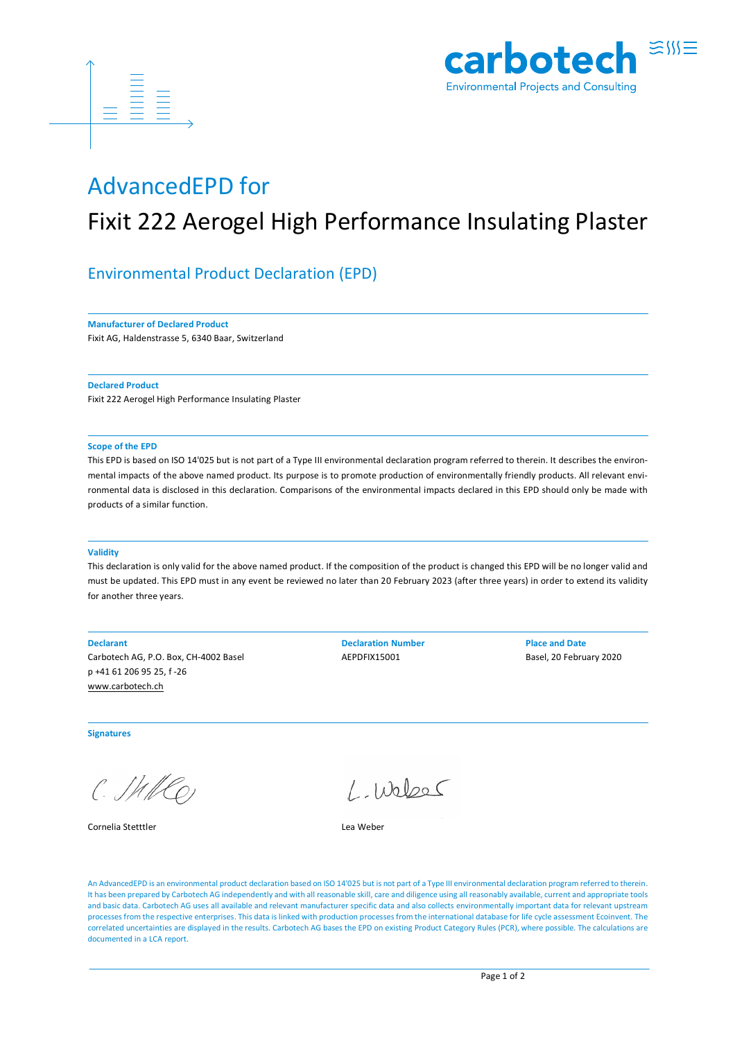carbotech

Environmental Projects and Consulting

# AdvancedEPD for

# Fixit 222 Aerogel High Performance Insulating Plaster

## Environmental Product Declaration (EPD)

**Manufacturer of Declared Product**

Fixit AG, Haldenstrasse 5, 6340 Baar, Switzerland

**Declared Product**

Fixit 222 Aerogel High Performance Insulating Plaster

**Scope of the EPD**

This EPD is based on ISO 14'025 but is not part of a Type III environmental declaration program referred to therein. It describes the environmental impacts of the above named product. Its purpose is to promote production of environmentally friendly products. All relevant environmental data is disclosed in this declaration. Comparisons of the environmental impacts declared in this EPD should only be made with products of a similar function.

**Validity**

This declaration is only valid for the above named product. If the composition of the product is changed this EPD will be no longer valid and must be updated. This EPD must in any event be reviewed no later than 20 February 2023 (after three years) in order to extend its validity for another three years.

**Declarant**

Carbotech AG, P.O. Box, CH-4002 Basel
p +41 61 206 95 25, f -26
www.carbotech.ch

**Declaration Number**

AEPDFIX15001

**Place and Date**

Basel, 20 February 2020

**Signatures**

Cornelia Stetttler

Lea Weber

An AdvancedEPD is an environmental product declaration based on ISO 14'025 but is not part of a Type III environmental declaration program referred to therein. It has been prepared by Carbotech AG independently and with all reasonable skill, care and diligence using all reasonably available, current and appropriate tools and basic data. Carbotech AG uses all available and relevant manufacturer specific data and also collects environmentally important data for relevant upstream processes from the respective enterprises. This data is linked with production processes from the international database for life cycle assessment Ecoinvent. The correlated uncertainties are displayed in the results. Carbotech AG bases the EPD on existing Product Category Rules (PCR), where possible. The calculations are documented in a LCA report.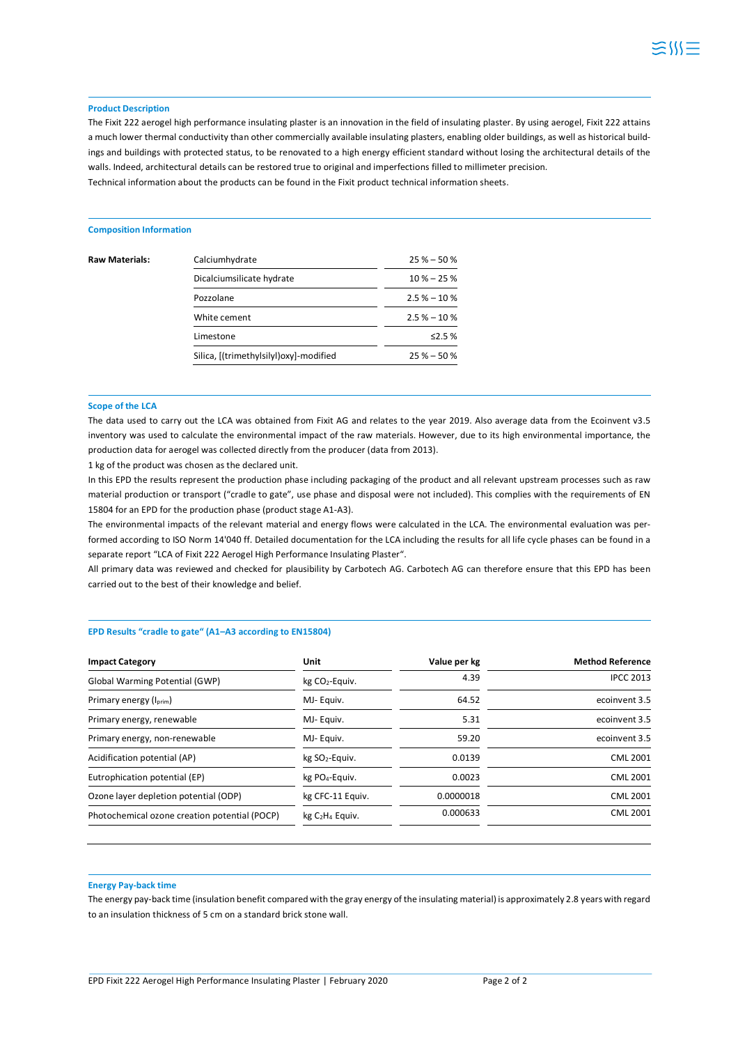## Product Description

The Fixit 222 aerogel high performance insulating plaster is an innovation in the field of insulating plaster. By using aerogel, Fixit 222 attains a much lower thermal conductivity than other commercially available insulating plasters, enabling older buildings, as well as historical buildings and buildings with protected status, to be renovated to a high energy efficient standard without losing the architectural details of the walls. Indeed, architectural details can be restored true to original and imperfections filled to millimeter precision.

Technical information about the products can be found in the Fixit product technical information sheets.

## Composition Information

| | | |
|---|---|---|
| **Raw Materials:** | Calciumhydrate | 25 % – 50 % |
| | Dicalciumsilicate hydrate | 10 % – 25 % |
| | Pozzolane | 2.5 % – 10 % |
| | White cement | 2.5 % – 10 % |
| | Limestone | ≤2.5 % |
| | Silica, [(trimethylsilyl)oxy]-modified | 25 % – 50 % |

## Scope of the LCA

The data used to carry out the LCA was obtained from Fixit AG and relates to the year 2019. Also average data from the Ecoinvent v3.5 inventory was used to calculate the environmental impact of the raw materials. However, due to its high environmental importance, the production data for aerogel was collected directly from the producer (data from 2013).

1 kg of the product was chosen as the declared unit.

In this EPD the results represent the production phase including packaging of the product and all relevant upstream processes such as raw material production or transport ("cradle to gate", use phase and disposal were not included). This complies with the requirements of EN 15804 for an EPD for the production phase (product stage A1-A3).

The environmental impacts of the relevant material and energy flows were calculated in the LCA. The environmental evaluation was performed according to ISO Norm 14'040 ff. Detailed documentation for the LCA including the results for all life cycle phases can be found in a separate report "LCA of Fixit 222 Aerogel High Performance Insulating Plaster".

All primary data was reviewed and checked for plausibility by Carbotech AG. Carbotech AG can therefore ensure that this EPD has been carried out to the best of their knowledge and belief.

## EPD Results "cradle to gate" (A1–A3 according to EN15804)

| Impact Category | Unit | Value per kg | Method Reference |
|---|---|---|---|
| Global Warming Potential (GWP) | kg $CO_2$-Equiv. | 4.39 | IPCC 2013 |
| Primary energy ($I_{prim}$) | MJ- Equiv. | 64.52 | ecoinvent 3.5 |
| Primary energy, renewable | MJ- Equiv. | 5.31 | ecoinvent 3.5 |
| Primary energy, non-renewable | MJ- Equiv. | 59.20 | ecoinvent 3.5 |
| Acidification potential (AP) | kg $SO_2$-Equiv. | 0.0139 | CML 2001 |
| Eutrophication potential (EP) | kg $PO_4$-Equiv. | 0.0023 | CML 2001 |
| Ozone layer depletion potential (ODP) | kg CFC-11 Equiv. | 0.0000018 | CML 2001 |
| Photochemical ozone creation potential (POCP) | kg $C_2H_4$ Equiv. | 0.000633 | CML 2001 |

## Energy Pay-back time

The energy pay-back time (insulation benefit compared with the gray energy of the insulating material) is approximately 2.8 years with regard to an insulation thickness of 5 cm on a standard brick stone wall.